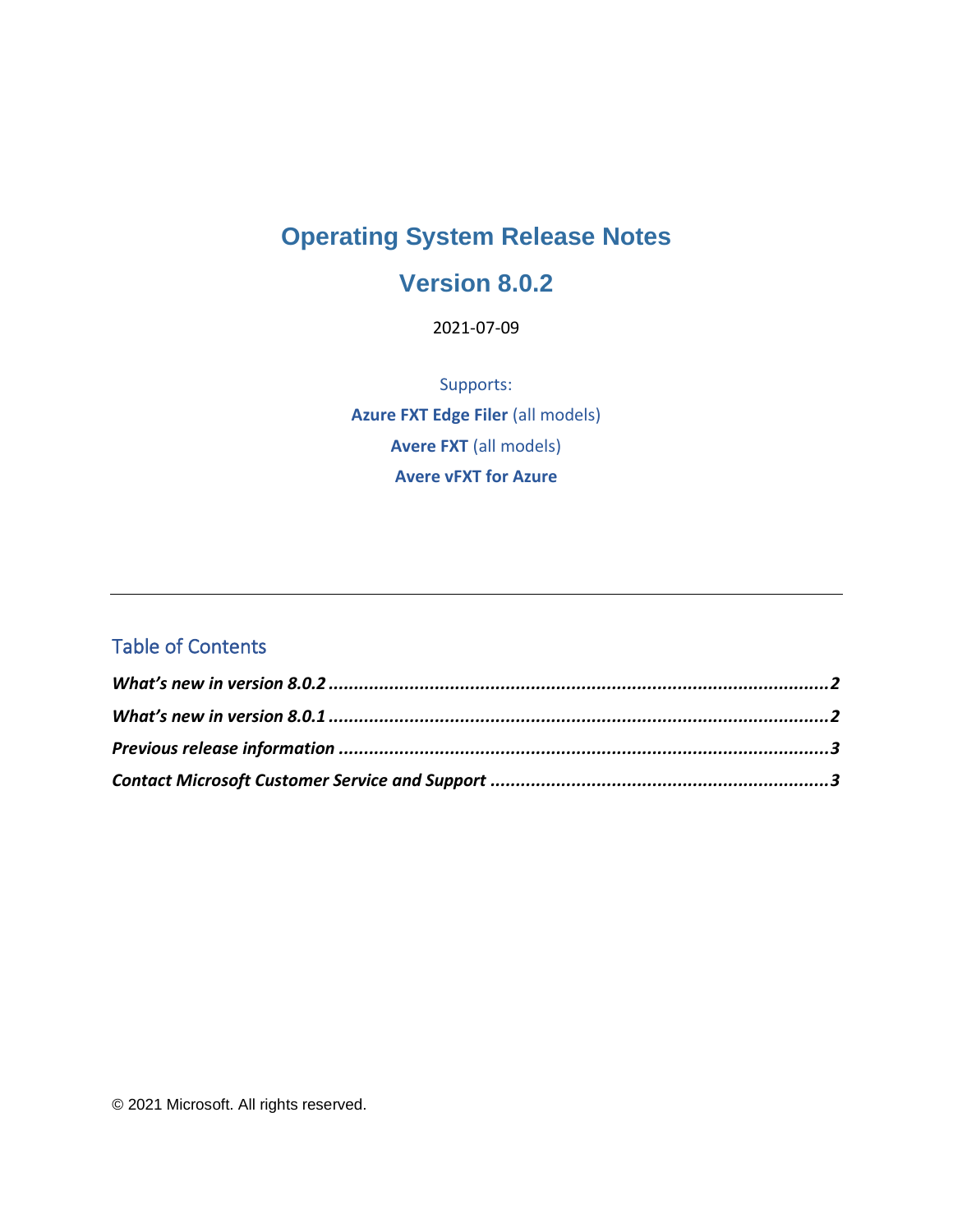# Operating System Release Notes

## Version 8.0.2

2021-07-09

Supports:

**Azure FXT Edge Filer** (all models)

**Avere FXT** (all models)

**Avere vFXT for Azure**

---

## Table of Contents

***What's new in version 8.0.2*** ......................................................................................... **2**

***What's new in version 8.0.1*** ......................................................................................... **2**

***Previous release information*** ........................................................................................ **3**

***Contact Microsoft Customer Service and Support*** ..................................................... **3**

© 2021 Microsoft. All rights reserved.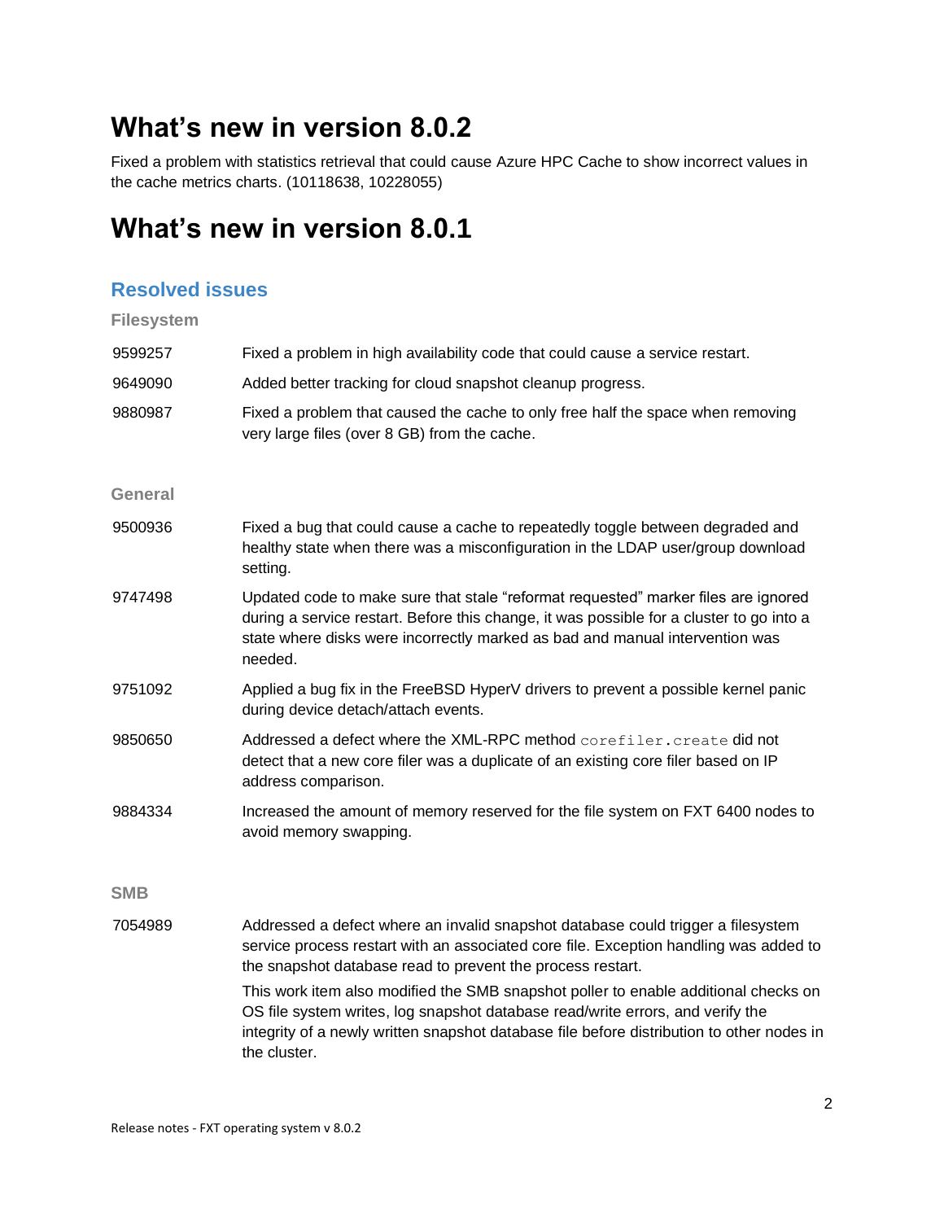# What's new in version 8.0.2

Fixed a problem with statistics retrieval that could cause Azure HPC Cache to show incorrect values in the cache metrics charts. (10118638, 10228055)

# What's new in version 8.0.1

## Resolved issues

### Filesystem

| | |
|---|---|
| 9599257 | Fixed a problem in high availability code that could cause a service restart. |
| 9649090 | Added better tracking for cloud snapshot cleanup progress. |
| 9880987 | Fixed a problem that caused the cache to only free half the space when removing very large files (over 8 GB) from the cache. |

### General

| | |
|---|---|
| 9500936 | Fixed a bug that could cause a cache to repeatedly toggle between degraded and healthy state when there was a misconfiguration in the LDAP user/group download setting. |
| 9747498 | Updated code to make sure that stale "reformat requested" marker files are ignored during a service restart. Before this change, it was possible for a cluster to go into a state where disks were incorrectly marked as bad and manual intervention was needed. |
| 9751092 | Applied a bug fix in the FreeBSD HyperV drivers to prevent a possible kernel panic during device detach/attach events. |
| 9850650 | Addressed a defect where the XML-RPC method `corefiler.create` did not detect that a new core filer was a duplicate of an existing core filer based on IP address comparison. |
| 9884334 | Increased the amount of memory reserved for the file system on FXT 6400 nodes to avoid memory swapping. |

### SMB

| | |
|---|---|
| 7054989 | Addressed a defect where an invalid snapshot database could trigger a filesystem service process restart with an associated core file. Exception handling was added to the snapshot database read to prevent the process restart.<br><br>This work item also modified the SMB snapshot poller to enable additional checks on OS file system writes, log snapshot database read/write errors, and verify the integrity of a newly written snapshot database file before distribution to other nodes in the cluster. |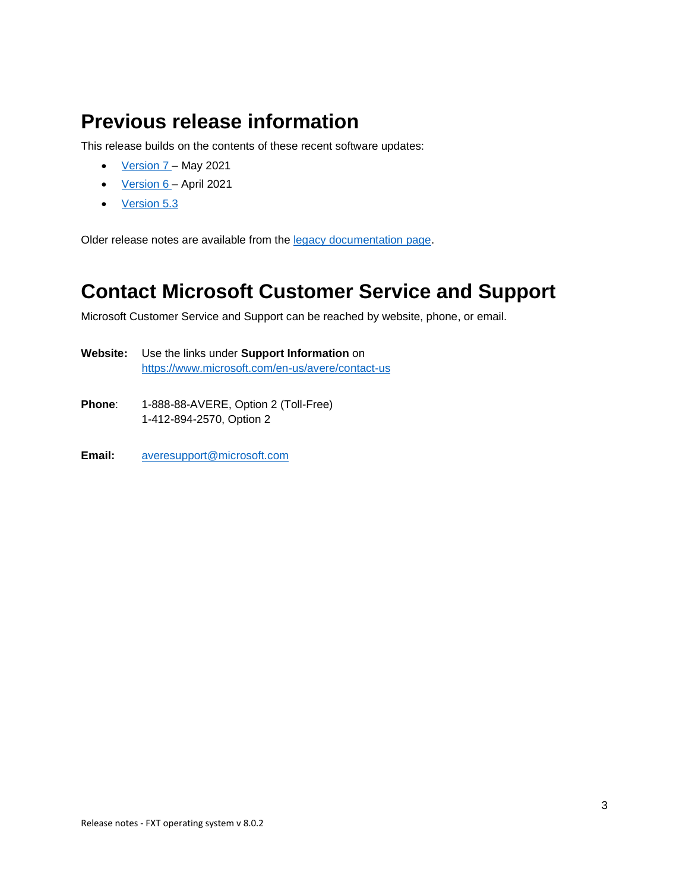# Previous release information

This release builds on the contents of these recent software updates:

- Version 7 – May 2021
- Version 6 – April 2021
- Version 5.3

Older release notes are available from the legacy documentation page.

# Contact Microsoft Customer Service and Support

Microsoft Customer Service and Support can be reached by website, phone, or email.

**Website:** Use the links under **Support Information** on https://www.microsoft.com/en-us/avere/contact-us

**Phone**: 1-888-88-AVERE, Option 2 (Toll-Free)
1-412-894-2570, Option 2

**Email:** averesupport@microsoft.com